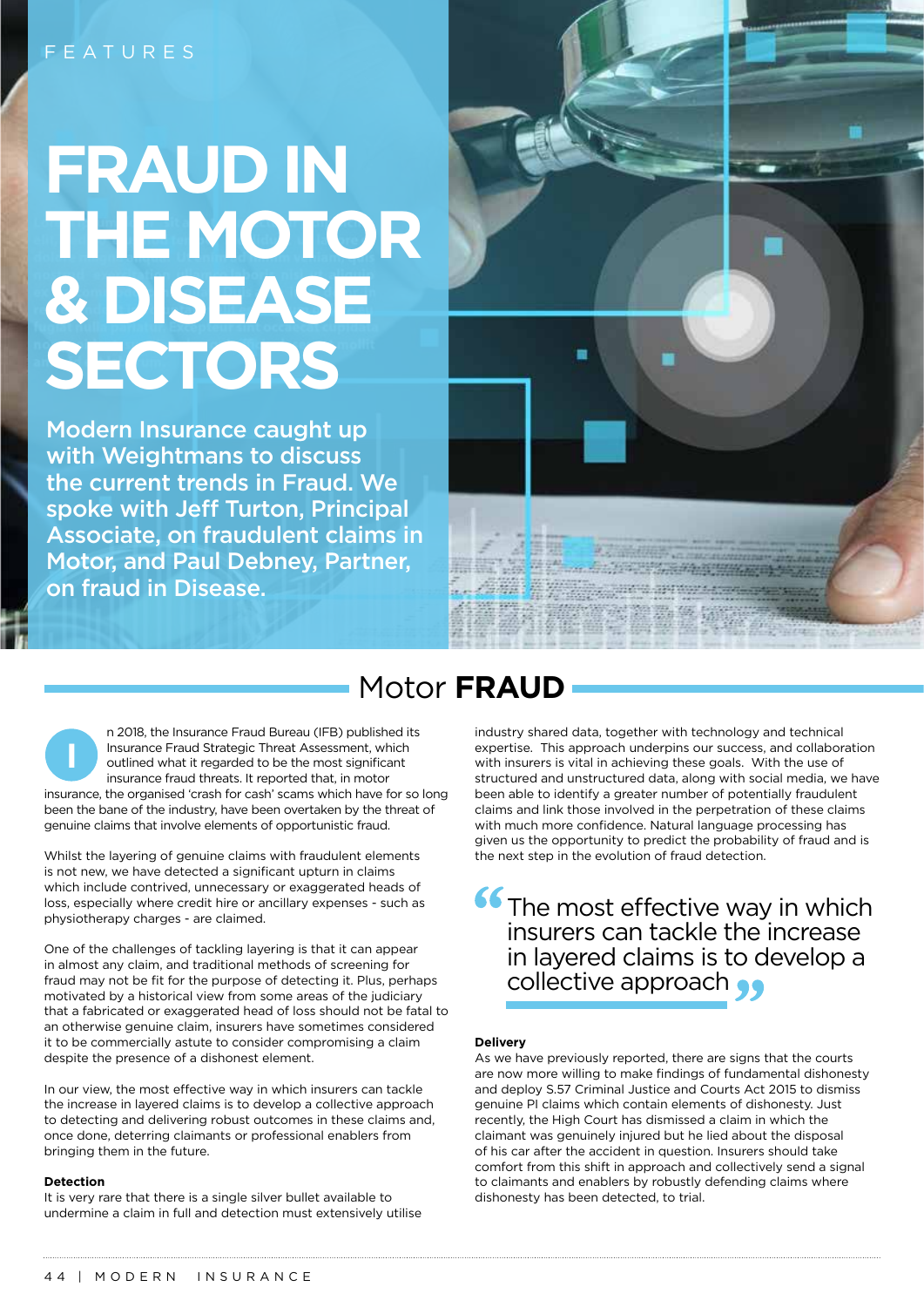FEATURES

# FRAUD IN THE MOTOR & DISEASE SECTORS

**Modern Insurance caught up with Weightmans to discuss the current trends in Fraud. We spoke with Jeff Turton, Principal Associate, on fraudulent claims in Motor, and Paul Debney, Partner, on fraud in Disease.**

## Motor **FRAUD**

In 2018, the Insurance Fraud Bureau (IFB) published its Insurance Fraud Strategic Threat Assessment, which outlined what it regarded to be the most significant insurance fraud threats. It reported that, in motor insurance, the organised 'crash for cash' scams which have for so long been the bane of the industry, have been overtaken by the threat of genuine claims that involve elements of opportunistic fraud.

Whilst the layering of genuine claims with fraudulent elements is not new, we have detected a significant upturn in claims which include contrived, unnecessary or exaggerated heads of loss, especially where credit hire or ancillary expenses - such as physiotherapy charges - are claimed.

One of the challenges of tackling layering is that it can appear in almost any claim, and traditional methods of screening for fraud may not be fit for the purpose of detecting it. Plus, perhaps motivated by a historical view from some areas of the judiciary that a fabricated or exaggerated head of loss should not be fatal to an otherwise genuine claim, insurers have sometimes considered it to be commercially astute to consider compromising a claim despite the presence of a dishonest element.

In our view, the most effective way in which insurers can tackle the increase in layered claims is to develop a collective approach to detecting and delivering robust outcomes in these claims and, once done, deterring claimants or professional enablers from bringing them in the future.

**Detection**

It is very rare that there is a single silver bullet available to undermine a claim in full and detection must extensively utilise industry shared data, together with technology and technical expertise. This approach underpins our success, and collaboration with insurers is vital in achieving these goals. With the use of structured and unstructured data, along with social media, we have been able to identify a greater number of potentially fraudulent claims and link those involved in the perpetration of these claims with much more confidence. Natural language processing has given us the opportunity to predict the probability of fraud and is the next step in the evolution of fraud detection.

> "The most effective way in which insurers can tackle the increase in layered claims is to develop a collective approach"

**Delivery**

As we have previously reported, there are signs that the courts are now more willing to make findings of fundamental dishonesty and deploy S.57 Criminal Justice and Courts Act 2015 to dismiss genuine PI claims which contain elements of dishonesty. Just recently, the High Court has dismissed a claim in which the claimant was genuinely injured but he lied about the disposal of his car after the accident in question. Insurers should take comfort from this shift in approach and collectively send a signal to claimants and enablers by robustly defending claims where dishonesty has been detected, to trial.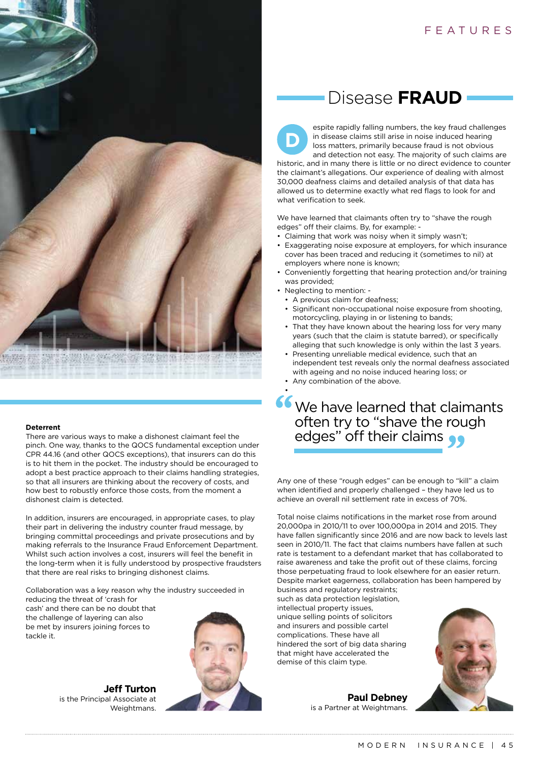# Disease FRAUD

Despite rapidly falling numbers, the key fraud challenges in disease claims still arise in noise induced hearing loss matters, primarily because fraud is not obvious and detection not easy. The majority of such claims are historic, and in many there is little or no direct evidence to counter the claimant's allegations. Our experience of dealing with almost 30,000 deafness claims and detailed analysis of that data has allowed us to determine exactly what red flags to look for and what verification to seek.

We have learned that claimants often try to "shave the rough edges" off their claims. By, for example: -

- Claiming that work was noisy when it simply wasn't;
- Exaggerating noise exposure at employers, for which insurance cover has been traced and reducing it (sometimes to nil) at employers where none is known;
- Conveniently forgetting that hearing protection and/or training was provided;
- Neglecting to mention: -
  - A previous claim for deafness;
  - Significant non-occupational noise exposure from shooting, motorcycling, playing in or listening to bands;
  - That they have known about the hearing loss for very many years (such that the claim is statute barred), or specifically alleging that such knowledge is only within the last 3 years.
  - Presenting unreliable medical evidence, such that an independent test reveals only the normal deafness associated with ageing and no noise induced hearing loss; or
  - Any combination of the above.

> "We have learned that claimants often try to "shave the rough edges" off their claims"

Any one of these "rough edges" can be enough to "kill" a claim when identified and properly challenged – they have led us to achieve an overall nil settlement rate in excess of 70%.

Total noise claims notifications in the market rose from around 20,000pa in 2010/11 to over 100,000pa in 2014 and 2015. They have fallen significantly since 2016 and are now back to levels last seen in 2010/11. The fact that claims numbers have fallen at such rate is testament to a defendant market that has collaborated to raise awareness and take the profit out of these claims, forcing those perpetuating fraud to look elsewhere for an easier return. Despite market eagerness, collaboration has been hampered by business and regulatory restraints; such as data protection legislation, intellectual property issues, unique selling points of solicitors and insurers and possible cartel complications. These have all hindered the sort of big data sharing that might have accelerated the demise of this claim type.

**Paul Debney**
is a Partner at Weightmans.

**Deterrent**

There are various ways to make a dishonest claimant feel the pinch. One way, thanks to the QOCS fundamental exception under CPR 44.16 (and other QOCS exceptions), that insurers can do this is to hit them in the pocket. The industry should be encouraged to adopt a best practice approach to their claims handling strategies, so that all insurers are thinking about the recovery of costs, and how best to robustly enforce those costs, from the moment a dishonest claim is detected.

In addition, insurers are encouraged, in appropriate cases, to play their part in delivering the industry counter fraud message, by bringing committal proceedings and private prosecutions and by making referrals to the Insurance Fraud Enforcement Department. Whilst such action involves a cost, insurers will feel the benefit in the long-term when it is fully understood by prospective fraudsters that there are real risks to bringing dishonest claims.

Collaboration was a key reason why the industry succeeded in reducing the threat of 'crash for cash' and there can be no doubt that the challenge of layering can also be met by insurers joining forces to tackle it.

**Jeff Turton**
is the Principal Associate at Weightmans.